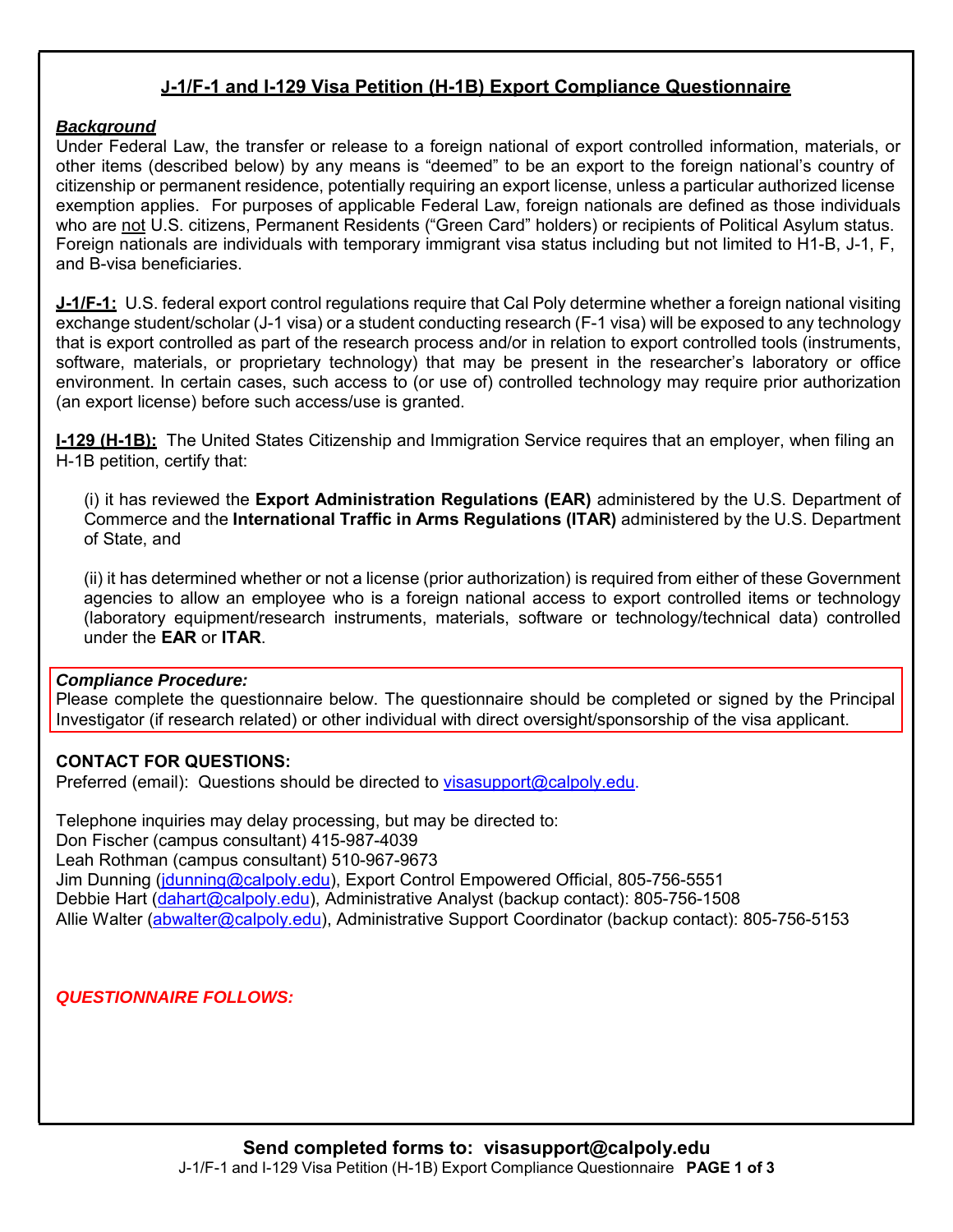# J-1/F-1 and I-129 Visa Petition (H-1B) Export Compliance Questionnaire

***Background***

Under Federal Law, the transfer or release to a foreign national of export controlled information, materials, or other items (described below) by any means is "deemed" to be an export to the foreign national's country of citizenship or permanent residence, potentially requiring an export license, unless a particular authorized license exemption applies. For purposes of applicable Federal Law, foreign nationals are defined as those individuals who are not U.S. citizens, Permanent Residents ("Green Card" holders) or recipients of Political Asylum status. Foreign nationals are individuals with temporary immigrant visa status including but not limited to H1-B, J-1, F, and B-visa beneficiaries.

**J-1/F-1:** U.S. federal export control regulations require that Cal Poly determine whether a foreign national visiting exchange student/scholar (J-1 visa) or a student conducting research (F-1 visa) will be exposed to any technology that is export controlled as part of the research process and/or in relation to export controlled tools (instruments, software, materials, or proprietary technology) that may be present in the researcher's laboratory or office environment. In certain cases, such access to (or use of) controlled technology may require prior authorization (an export license) before such access/use is granted.

**I-129 (H-1B):** The United States Citizenship and Immigration Service requires that an employer, when filing an H-1B petition, certify that:

(i) it has reviewed the **Export Administration Regulations (EAR)** administered by the U.S. Department of Commerce and the **International Traffic in Arms Regulations (ITAR)** administered by the U.S. Department of State, and

(ii) it has determined whether or not a license (prior authorization) is required from either of these Government agencies to allow an employee who is a foreign national access to export controlled items or technology (laboratory equipment/research instruments, materials, software or technology/technical data) controlled under the **EAR** or **ITAR**.

***Compliance Procedure:***
Please complete the questionnaire below. The questionnaire should be completed or signed by the Principal Investigator (if research related) or other individual with direct oversight/sponsorship of the visa applicant.

**CONTACT FOR QUESTIONS:**
Preferred (email): Questions should be directed to visasupport@calpoly.edu.

Telephone inquiries may delay processing, but may be directed to:
Don Fischer (campus consultant) 415-987-4039
Leah Rothman (campus consultant) 510-967-9673
Jim Dunning (jdunning@calpoly.edu), Export Control Empowered Official, 805-756-5551
Debbie Hart (dahart@calpoly.edu), Administrative Analyst (backup contact): 805-756-1508
Allie Walter (abwalter@calpoly.edu), Administrative Support Coordinator (backup contact): 805-756-5153

***QUESTIONNAIRE FOLLOWS:***

**Send completed forms to: visasupport@calpoly.edu**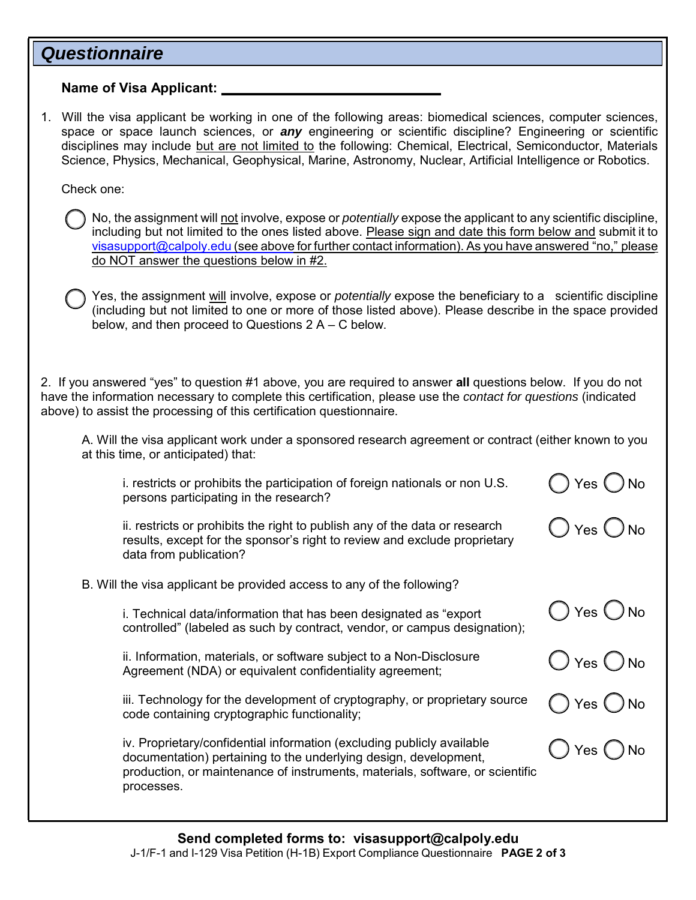## *Questionnaire*

**Name of Visa Applicant:** ______________________________

1. Will the visa applicant be working in one of the following areas: biomedical sciences, computer sciences, space or space launch sciences, or ***any*** engineering or scientific discipline? Engineering or scientific disciplines may include <u>but are not limited to</u> the following: Chemical, Electrical, Semiconductor, Materials Science, Physics, Mechanical, Geophysical, Marine, Astronomy, Nuclear, Artificial Intelligence or Robotics.

   Check one:

   ◯ No, the assignment will <u>not</u> involve, expose or *potentially* expose the applicant to any scientific discipline, including but not limited to the ones listed above. <u>Please sign and date this form below and</u> submit it to visasupport@calpoly.edu <u>(see above for further contact information). As you have answered "no," please do NOT answer the questions below in #2.</u>

   ◯ Yes, the assignment <u>will</u> involve, expose or *potentially* expose the beneficiary to a scientific discipline (including but not limited to one or more of those listed above). Please describe in the space provided below, and then proceed to Questions 2 A – C below.

2. If you answered "yes" to question #1 above, you are required to answer **all** questions below. If you do not have the information necessary to complete this certification, please use the *contact for questions* (indicated above) to assist the processing of this certification questionnaire.

   A. Will the visa applicant work under a sponsored research agreement or contract (either known to you at this time, or anticipated) that:

   i. restricts or prohibits the participation of foreign nationals or non U.S. persons participating in the research? ◯ Yes ◯ No

   ii. restricts or prohibits the right to publish any of the data or research results, except for the sponsor's right to review and exclude proprietary data from publication? ◯ Yes ◯ No

   B. Will the visa applicant be provided access to any of the following?

   i. Technical data/information that has been designated as "export controlled" (labeled as such by contract, vendor, or campus designation); ◯ Yes ◯ No

   ii. Information, materials, or software subject to a Non-Disclosure Agreement (NDA) or equivalent confidentiality agreement; ◯ Yes ◯ No

   iii. Technology for the development of cryptography, or proprietary source code containing cryptographic functionality; ◯ Yes ◯ No

   iv. Proprietary/confidential information (excluding publicly available documentation) pertaining to the underlying design, development, production, or maintenance of instruments, materials, software, or scientific processes. ◯ Yes ◯ No

**Send completed forms to: visasupport@calpoly.edu**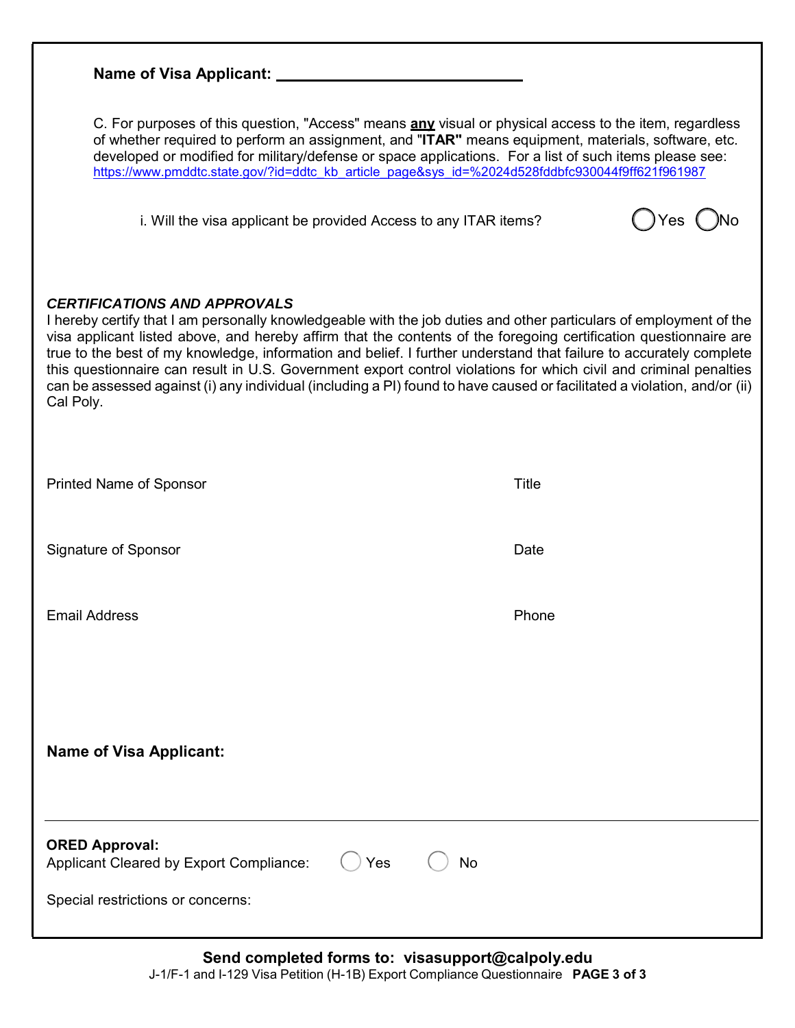**Name of Visa Applicant:** ______________________________

C. For purposes of this question, "Access" means **any** visual or physical access to the item, regardless of whether required to perform an assignment, and "**ITAR"** means equipment, materials, software, etc. developed or modified for military/defense or space applications. For a list of such items please see: https://www.pmddtc.state.gov/?id=ddtc_kb_article_page&sys_id=%2024d528fddbfc930044f9ff621f961987

i. Will the visa applicant be provided Access to any ITAR items? ◯ Yes ◯ No

***CERTIFICATIONS AND APPROVALS***

I hereby certify that I am personally knowledgeable with the job duties and other particulars of employment of the visa applicant listed above, and hereby affirm that the contents of the foregoing certification questionnaire are true to the best of my knowledge, information and belief. I further understand that failure to accurately complete this questionnaire can result in U.S. Government export control violations for which civil and criminal penalties can be assessed against (i) any individual (including a PI) found to have caused or facilitated a violation, and/or (ii) Cal Poly.

| | |
|---|---|
| Printed Name of Sponsor | Title |
| Signature of Sponsor | Date |
| Email Address | Phone |

**Name of Visa Applicant:**

---

**ORED Approval:**

Applicant Cleared by Export Compliance: ◯ Yes ◯ No

Special restrictions or concerns:

**Send completed forms to: visasupport@calpoly.edu**

J-1/F-1 and I-129 Visa Petition (H-1B) Export Compliance Questionnaire